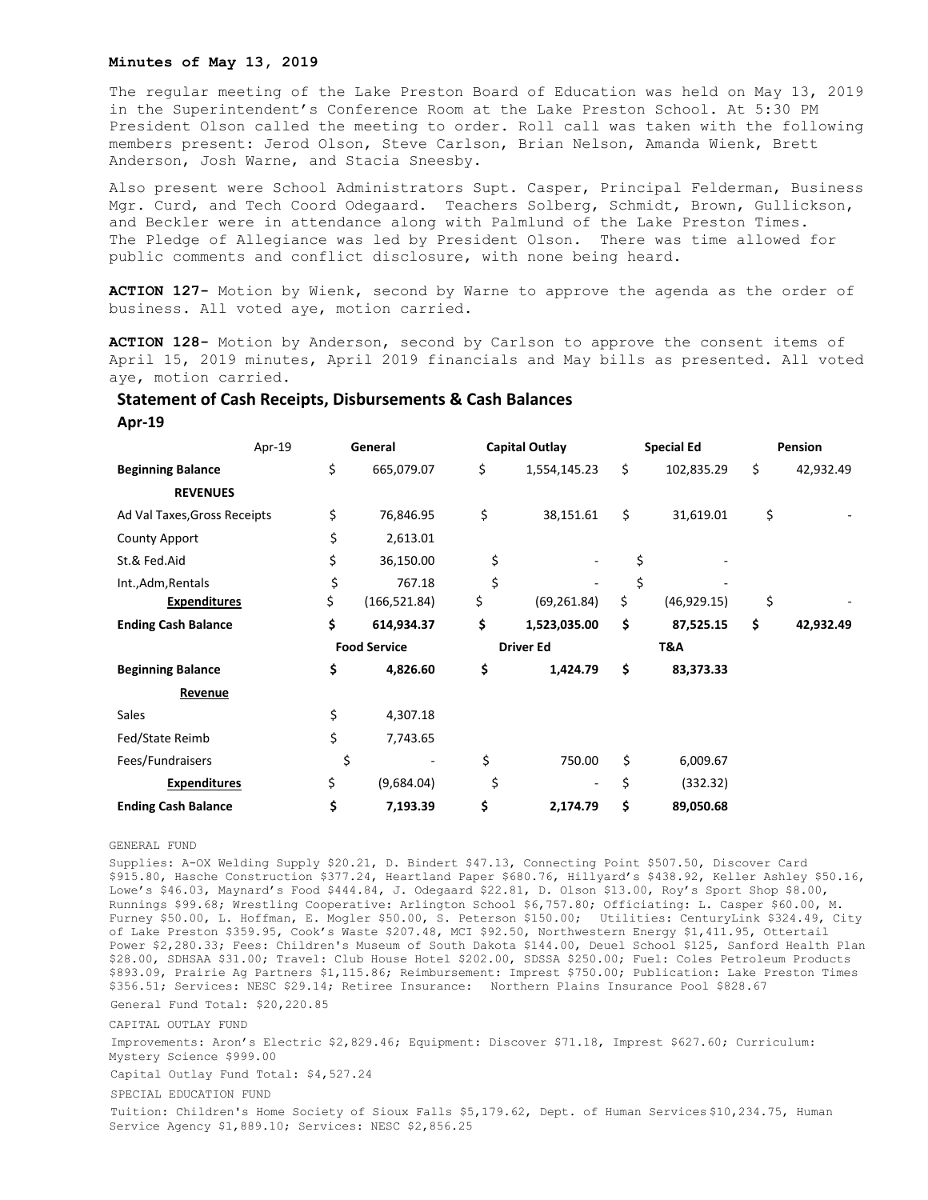**Minutes of May 13, 2019**

The regular meeting of the Lake Preston Board of Education was held on May 13, 2019 in the Superintendent's Conference Room at the Lake Preston School. At 5:30 PM President Olson called the meeting to order. Roll call was taken with the following members present: Jerod Olson, Steve Carlson, Brian Nelson, Amanda Wienk, Brett Anderson, Josh Warne, and Stacia Sneesby.

Also present were School Administrators Supt. Casper, Principal Felderman, Business Mgr. Curd, and Tech Coord Odegaard. Teachers Solberg, Schmidt, Brown, Gullickson, and Beckler were in attendance along with Palmlund of the Lake Preston Times. The Pledge of Allegiance was led by President Olson. There was time allowed for public comments and conflict disclosure, with none being heard.

**ACTION 127-** Motion by Wienk, second by Warne to approve the agenda as the order of business. All voted aye, motion carried.

**ACTION 128-** Motion by Anderson, second by Carlson to approve the consent items of April 15, 2019 minutes, April 2019 financials and May bills as presented. All voted aye, motion carried.

## Statement of Cash Receipts, Disbursements & Cash Balances

**Apr-19**

| Apr-19 | General | Capital Outlay | Special Ed | Pension |
|---|---|---|---|---|
| **Beginning Balance** | $ 665,079.07 | $ 1,554,145.23 | $ 102,835.29 | $ 42,932.49 |
| **REVENUES** | | | | |
| Ad Val Taxes,Gross Receipts | $ 76,846.95 | $ 38,151.61 | $ 31,619.01 | $ - |
| County Apport | $ 2,613.01 | | | |
| St.& Fed.Aid | $ 36,150.00 | $ - | $ - | |
| Int.,Adm,Rentals | $ 767.18 | $ - | $ - | |
| **Expenditures** | $ (166,521.84) | $ (69,261.84) | $ (46,929.15) | $ - |
| **Ending Cash Balance** | **$ 614,934.37** | **$ 1,523,035.00** | **$ 87,525.15** | **$ 42,932.49** |
| | **Food Service** | **Driver Ed** | **T&A** | |
| **Beginning Balance** | **$ 4,826.60** | **$ 1,424.79** | **$ 83,373.33** | |
| **Revenue** | | | | |
| Sales | $ 4,307.18 | | | |
| Fed/State Reimb | $ 7,743.65 | | | |
| Fees/Fundraisers | $ - | $ 750.00 | $ 6,009.67 | |
| **Expenditures** | $ (9,684.04) | $ - | $ (332.32) | |
| **Ending Cash Balance** | **$ 7,193.39** | **$ 2,174.79** | **$ 89,050.68** | |

GENERAL FUND

Supplies: A-OX Welding Supply $20.21, D. Bindert $47.13, Connecting Point $507.50, Discover Card $915.80, Hasche Construction $377.24, Heartland Paper $680.76, Hillyard's $438.92, Keller Ashley $50.16, Lowe's $46.03, Maynard's Food $444.84, J. Odegaard $22.81, D. Olson $13.00, Roy's Sport Shop $8.00, Runnings $99.68; Wrestling Cooperative: Arlington School $6,757.80; Officiating: L. Casper $60.00, M. Furney $50.00, L. Hoffman, E. Mogler $50.00, S. Peterson $150.00; Utilities: CenturyLink $324.49, City of Lake Preston $359.95, Cook's Waste $207.48, MCI $92.50, Northwestern Energy $1,411.95, Ottertail Power $2,280.33; Fees: Children's Museum of South Dakota $144.00, Deuel School $125, Sanford Health Plan $28.00, SDHSAA $31.00; Travel: Club House Hotel $202.00, SDSSA $250.00; Fuel: Coles Petroleum Products $893.09, Prairie Ag Partners $1,115.86; Reimbursement: Imprest $750.00; Publication: Lake Preston Times $356.51; Services: NESC $29.14; Retiree Insurance: Northern Plains Insurance Pool $828.67

General Fund Total: $20,220.85

CAPITAL OUTLAY FUND

Improvements: Aron's Electric $2,829.46; Equipment: Discover $71.18, Imprest $627.60; Curriculum: Mystery Science $999.00

Capital Outlay Fund Total: $4,527.24

SPECIAL EDUCATION FUND

Tuition: Children's Home Society of Sioux Falls $5,179.62, Dept. of Human Services $10,234.75, Human Service Agency $1,889.10; Services: NESC $2,856.25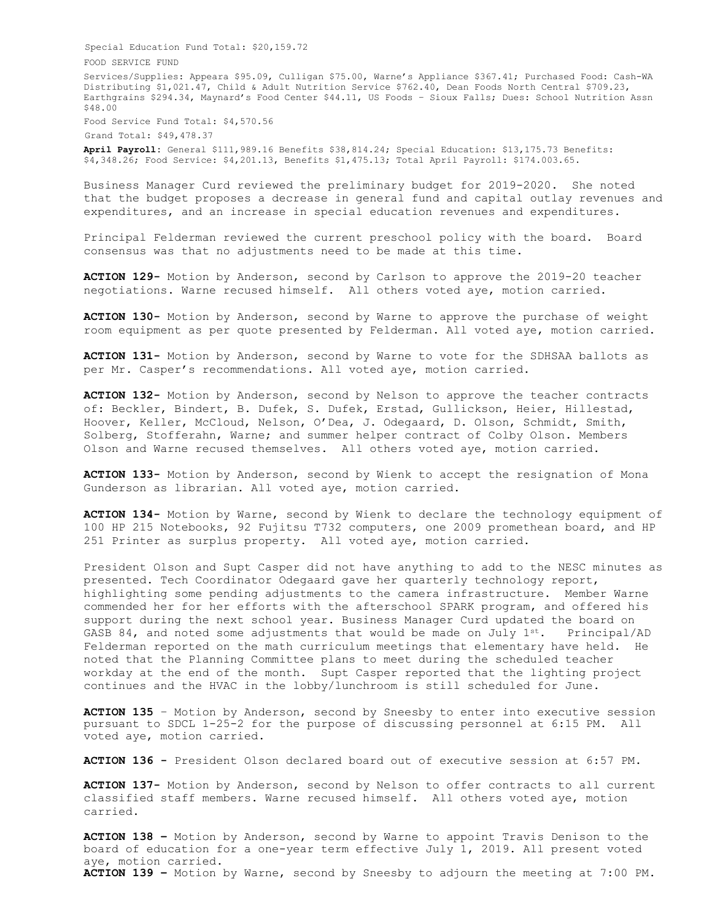Special Education Fund Total: $20,159.72

FOOD SERVICE FUND

Services/Supplies: Appeara $95.09, Culligan $75.00, Warne's Appliance $367.41; Purchased Food: Cash-WA Distributing $1,021.47, Child & Adult Nutrition Service $762.40, Dean Foods North Central $709.23, Earthgrains $294.34, Maynard's Food Center $44.11, US Foods – Sioux Falls; Dues: School Nutrition Assn $48.00

Food Service Fund Total: $4,570.56

Grand Total: $49,478.37

**April Payroll**: General $111,989.16 Benefits $38,814.24; Special Education: $13,175.73 Benefits: $4,348.26; Food Service: $4,201.13, Benefits $1,475.13; Total April Payroll: $174.003.65.

Business Manager Curd reviewed the preliminary budget for 2019-2020. She noted that the budget proposes a decrease in general fund and capital outlay revenues and expenditures, and an increase in special education revenues and expenditures.

Principal Felderman reviewed the current preschool policy with the board. Board consensus was that no adjustments need to be made at this time.

**ACTION 129-** Motion by Anderson, second by Carlson to approve the 2019-20 teacher negotiations. Warne recused himself. All others voted aye, motion carried.

**ACTION 130-** Motion by Anderson, second by Warne to approve the purchase of weight room equipment as per quote presented by Felderman. All voted aye, motion carried.

**ACTION 131-** Motion by Anderson, second by Warne to vote for the SDHSAA ballots as per Mr. Casper's recommendations. All voted aye, motion carried.

**ACTION 132-** Motion by Anderson, second by Nelson to approve the teacher contracts of: Beckler, Bindert, B. Dufek, S. Dufek, Erstad, Gullickson, Heier, Hillestad, Hoover, Keller, McCloud, Nelson, O'Dea, J. Odegaard, D. Olson, Schmidt, Smith, Solberg, Stofferahn, Warne; and summer helper contract of Colby Olson. Members Olson and Warne recused themselves. All others voted aye, motion carried.

**ACTION 133-** Motion by Anderson, second by Wienk to accept the resignation of Mona Gunderson as librarian. All voted aye, motion carried.

**ACTION 134-** Motion by Warne, second by Wienk to declare the technology equipment of 100 HP 215 Notebooks, 92 Fujitsu T732 computers, one 2009 promethean board, and HP 251 Printer as surplus property. All voted aye, motion carried.

President Olson and Supt Casper did not have anything to add to the NESC minutes as presented. Tech Coordinator Odegaard gave her quarterly technology report, highlighting some pending adjustments to the camera infrastructure. Member Warne commended her for her efforts with the afterschool SPARK program, and offered his support during the next school year. Business Manager Curd updated the board on GASB 84, and noted some adjustments that would be made on July 1st. Principal/AD Felderman reported on the math curriculum meetings that elementary have held. He noted that the Planning Committee plans to meet during the scheduled teacher workday at the end of the month. Supt Casper reported that the lighting project continues and the HVAC in the lobby/lunchroom is still scheduled for June.

**ACTION 135** – Motion by Anderson, second by Sneesby to enter into executive session pursuant to SDCL 1-25-2 for the purpose of discussing personnel at 6:15 PM. All voted aye, motion carried.

**ACTION 136 -** President Olson declared board out of executive session at 6:57 PM.

**ACTION 137-** Motion by Anderson, second by Nelson to offer contracts to all current classified staff members. Warne recused himself. All others voted aye, motion carried.

**ACTION 138 –** Motion by Anderson, second by Warne to appoint Travis Denison to the board of education for a one-year term effective July 1, 2019. All present voted aye, motion carried.

**ACTION 139 –** Motion by Warne, second by Sneesby to adjourn the meeting at 7:00 PM.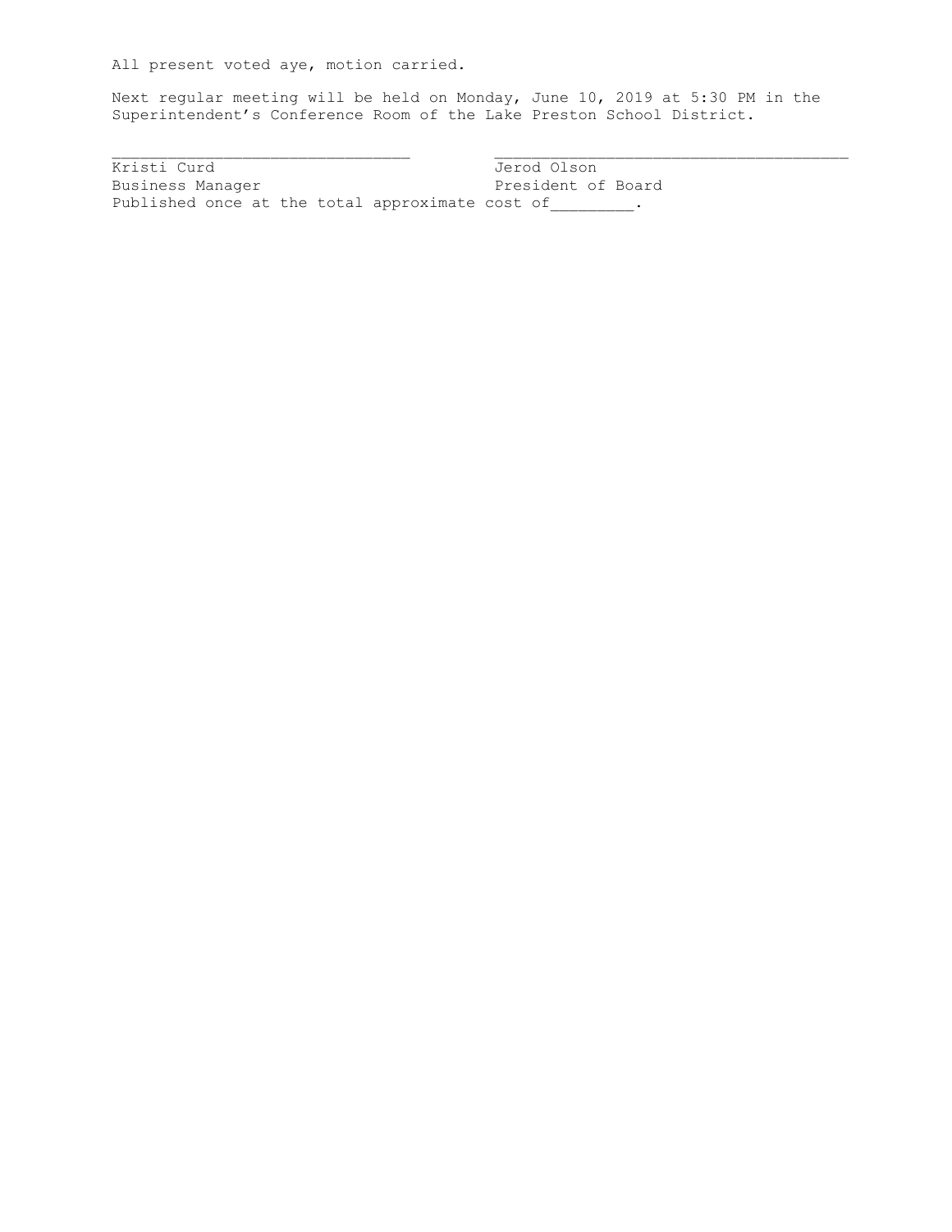All present voted aye, motion carried.

Next regular meeting will be held on Monday, June 10, 2019 at 5:30 PM in the Superintendent's Conference Room of the Lake Preston School District.

| | |
|---|---|
| ______________________________ | ____________________________________ |
| Kristi Curd | Jerod Olson |
| Business Manager | President of Board |

Published once at the total approximate cost of_________.